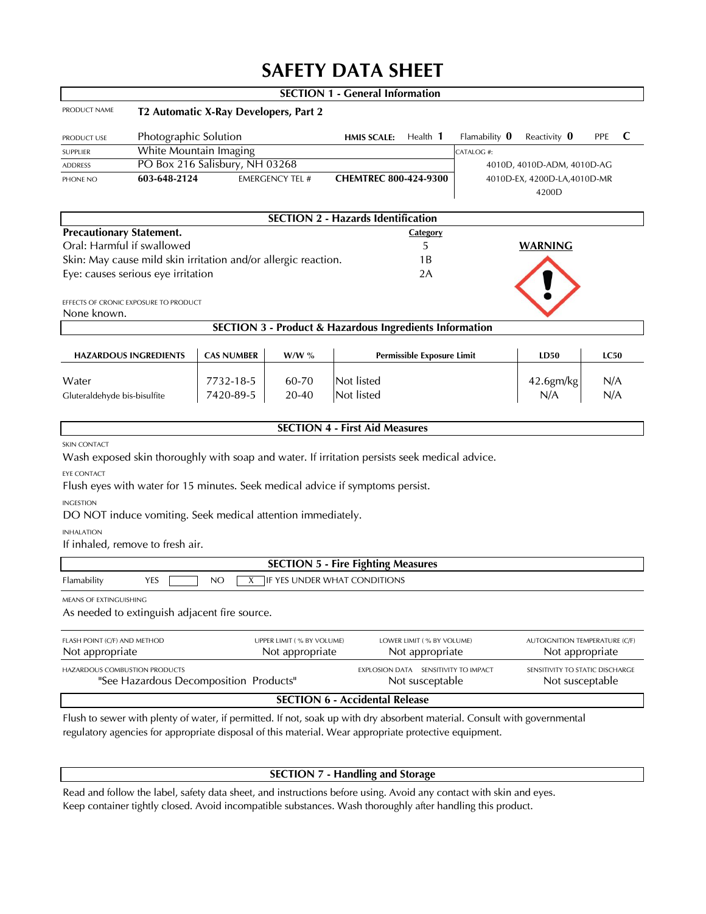# SAFETY DATA SHEET

## SECTION 1 - General Information

| | | | | | | | |
|---|---|---|---|---|---|---|---|
| PRODUCT NAME | **T2 Automatic X-Ray Developers, Part 2** | | | | | | |
| PRODUCT USE | Photographic Solution | **HMIS SCALE:** | Health **1** | Flamability **0** | Reactivity **0** | PPE **C** | |
| SUPPLIER | White Mountain Imaging | | | CATALOG #: | | | |
| ADDRESS | PO Box 216 Salisbury, NH 03268 | | | 4010D, 4010D-ADM, 4010D-AG | | | |
| PHONE NO | **603-648-2124** | EMERGENCY TEL # | **CHEMTREC 800-424-9300** | 4010D-EX, 4200D-LA,4010D-MR 4200D | | | |

## SECTION 2 - Hazards Identification

| **Precautionary Statement.** | **Category** | |
|---|---|---|
| Oral: Harmful if swallowed | 5 | **WARNING** |
| Skin: May cause mild skin irritation and/or allergic reaction. | 1B | |
| Eye: causes serious eye irritation | 2A | |

EFFECTS OF CRONIC EXPOSURE TO PRODUCT

None known.

## SECTION 3 - Product & Hazardous Ingredients Information

| HAZARDOUS INGREDIENTS | CAS NUMBER | W/W % | Permissible Exposure Limit | LD50 | LC50 |
|---|---|---|---|---|---|
| Water | 7732-18-5 | 60-70 | Not listed | 42.6gm/kg | N/A |
| Gluteraldehyde bis-bisulfite | 7420-89-5 | 20-40 | Not listed | N/A | N/A |

## SECTION 4 - First Aid Measures

SKIN CONTACT

Wash exposed skin thoroughly with soap and water. If irritation persists seek medical advice.

EYE CONTACT

Flush eyes with water for 15 minutes. Seek medical advice if symptoms persist.

INGESTION

DO NOT induce vomiting. Seek medical attention immediately.

INHALATION

If inhaled, remove to fresh air.

## SECTION 5 - Fire Fighting Measures

Flamability YES [ ] NO [X] IF YES UNDER WHAT CONDITIONS

MEANS OF EXTINGUISHING

As needed to extinguish adjacent fire source.

| FLASH POINT (C/F) AND METHOD | UPPER LIMIT ( % BY VOLUME) | LOWER LIMIT ( % BY VOLUME) | AUTOIGNITION TEMPERATURE (C/F) |
|---|---|---|---|
| Not appropriate | Not appropriate | Not appropriate | Not appropriate |

| HAZARDOUS COMBUSTION PRODUCTS | EXPLOSION DATA SENSITIVITY TO IMPACT | SENSITIVITY TO STATIC DISCHARGE |
|---|---|---|
| "See Hazardous Decomposition Products" | Not susceptable | Not susceptable |

## SECTION 6 - Accidental Release

Flush to sewer with plenty of water, if permitted. If not, soak up with dry absorbent material. Consult with governmental regulatory agencies for appropriate disposal of this material. Wear appropriate protective equipment.

## SECTION 7 - Handling and Storage

Read and follow the label, safety data sheet, and instructions before using. Avoid any contact with skin and eyes. Keep container tightly closed. Avoid incompatible substances. Wash thoroughly after handling this product.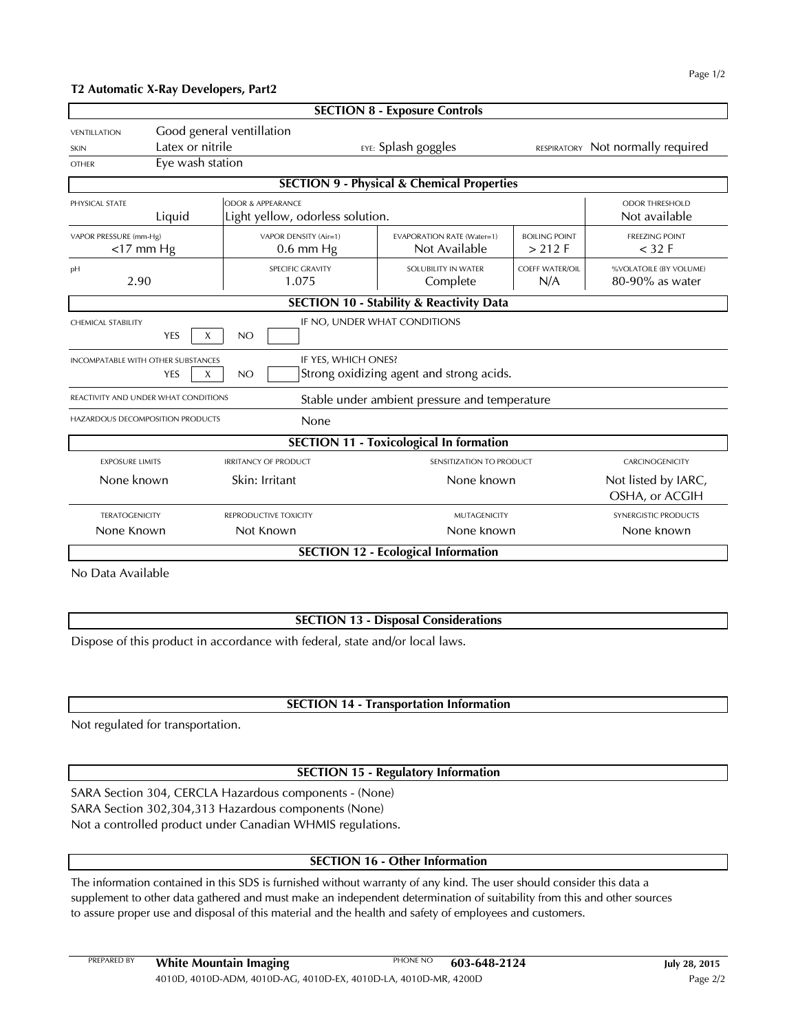**T2 Automatic X-Ray Developers, Part2**

## SECTION 8 - Exposure Controls

| | | | | | |
|---|---|---|---|---|---|
| VENTILATION | Good general ventillation | | | | |
| SKIN | Latex or nitrile | EYE: | Splash goggles | RESPIRATORY | Not normally required |
| OTHER | Eye wash station | | | | |

## SECTION 9 - Physical & Chemical Properties

| PHYSICAL STATE | ODOR & APPEARANCE | | | ODOR THRESHOLD |
|---|---|---|---|---|
| Liquid | Light yellow, odorless solution. | | | Not available |
| **VAPOR PRESSURE (mm-Hg)** | **VAPOR DENSITY (Air=1)** | **EVAPORATION RATE (Water=1)** | **BOILING POINT** | **FREEZING POINT** |
| <17 mm Hg | 0.6 mm Hg | Not Available | > 212 F | < 32 F |
| **pH** | **SPECIFIC GRAVITY** | **SOLUBILITY IN WATER** | **COEFF WATER/OIL** | **%VOLATOILE (BY VOLUME)** |
| 2.90 | 1.075 | Complete | N/A | 80-90% as water |

## SECTION 10 - Stability & Reactivity Data

| | |
|---|---|
| CHEMICAL STABILITY: YES [X] NO [ ] | IF NO, UNDER WHAT CONDITIONS |
| INCOMPATABLE WITH OTHER SUBSTANCES: YES [X] NO [ ] | IF YES, WHICH ONES? Strong oxidizing agent and strong acids. |
| REACTIVITY AND UNDER WHAT CONDITIONS | Stable under ambient pressure and temperature |
| HAZARDOUS DECOMPOSITION PRODUCTS | None |

## SECTION 11 - Toxicological In formation

| EXPOSURE LIMITS | IRRITANCY OF PRODUCT | SENSITIZATION TO PRODUCT | CARCINOGENICITY |
|---|---|---|---|
| None known | Skin: Irritant | None known | Not listed by IARC, OSHA, or ACGIH |
| **TERATOGENICITY** | **REPRODUCTIVE TOXICITY** | **MUTAGENICITY** | **SYNERGISTIC PRODUCTS** |
| None Known | Not Known | None known | None known |

## SECTION 12 - Ecological Information

No Data Available

## SECTION 13 - Disposal Considerations

Dispose of this product in accordance with federal, state and/or local laws.

## SECTION 14 - Transportation Information

Not regulated for transportation.

## SECTION 15 - Regulatory Information

SARA Section 304, CERCLA Hazardous components - (None)
SARA Section 302,304,313 Hazardous components (None)
Not a controlled product under Canadian WHMIS regulations.

## SECTION 16 - Other Information

The information contained in this SDS is furnished without warranty of any kind. The user should consider this data a supplement to other data gathered and must make an independent determination of suitability from this and other sources to assure proper use and disposal of this material and the health and safety of employees and customers.

PREPARED BY **White Mountain Imaging** PHONE NO **603-648-2124** **July 28, 2015**

4010D, 4010D-ADM, 4010D-AG, 4010D-EX, 4010D-LA, 4010D-MR, 4200D